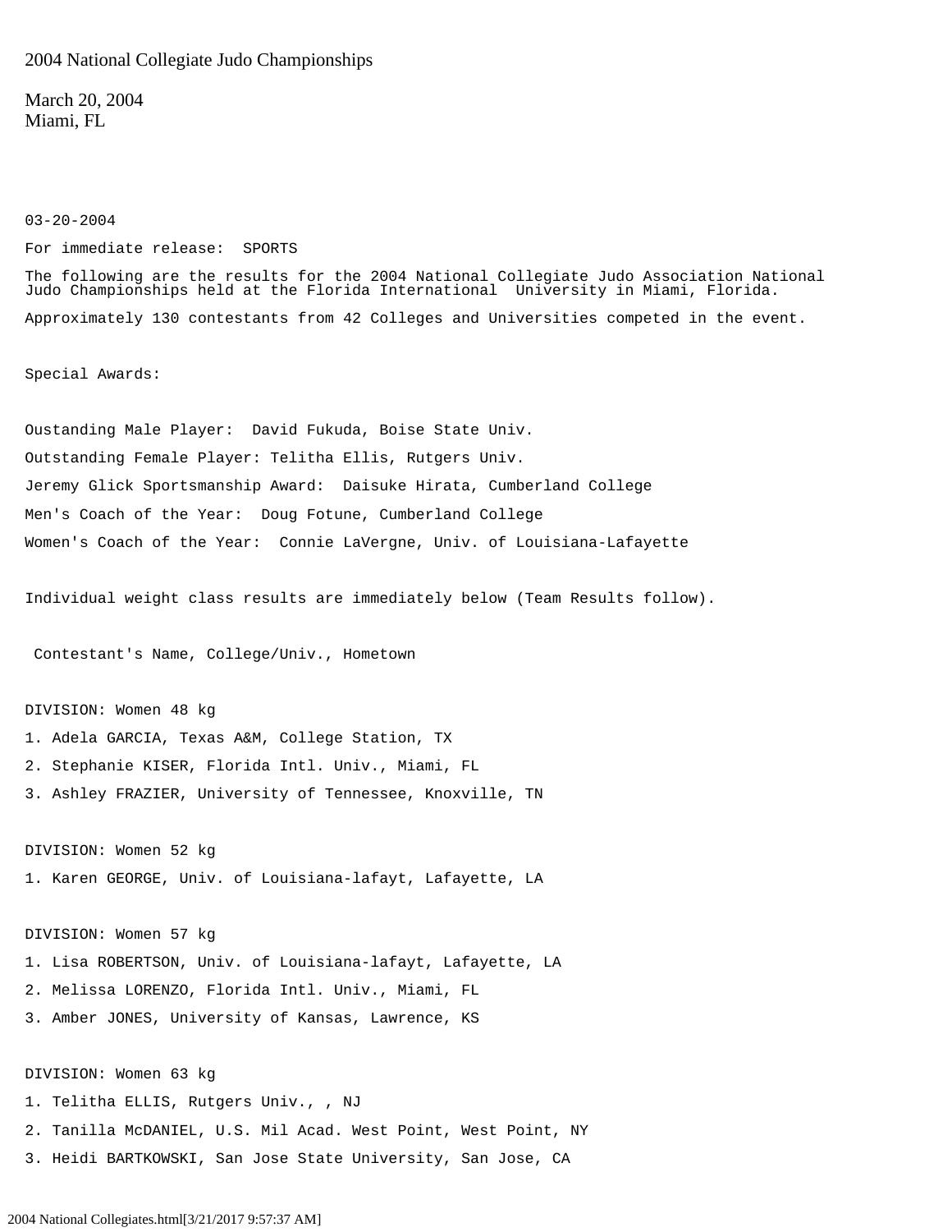2004 National Collegiate Judo Championships

March 20, 2004
Miami, FL

03-20-2004

For immediate release: SPORTS

The following are the results for the 2004 National Collegiate Judo Association National Judo Championships held at the Florida International University in Miami, Florida.

Approximately 130 contestants from 42 Colleges and Universities competed in the event.

Special Awards:

Oustanding Male Player: David Fukuda, Boise State Univ.

Outstanding Female Player: Telitha Ellis, Rutgers Univ.

Jeremy Glick Sportsmanship Award: Daisuke Hirata, Cumberland College

Men's Coach of the Year: Doug Fotune, Cumberland College

Women's Coach of the Year: Connie LaVergne, Univ. of Louisiana-Lafayette

Individual weight class results are immediately below (Team Results follow).

Contestant's Name, College/Univ., Hometown

DIVISION: Women 48 kg

1. Adela GARCIA, Texas A&M, College Station, TX
2. Stephanie KISER, Florida Intl. Univ., Miami, FL
3. Ashley FRAZIER, University of Tennessee, Knoxville, TN

DIVISION: Women 52 kg

1. Karen GEORGE, Univ. of Louisiana-lafayt, Lafayette, LA

DIVISION: Women 57 kg

1. Lisa ROBERTSON, Univ. of Louisiana-lafayt, Lafayette, LA
2. Melissa LORENZO, Florida Intl. Univ., Miami, FL
3. Amber JONES, University of Kansas, Lawrence, KS

DIVISION: Women 63 kg

1. Telitha ELLIS, Rutgers Univ., , NJ
2. Tanilla McDANIEL, U.S. Mil Acad. West Point, West Point, NY
3. Heidi BARTKOWSKI, San Jose State University, San Jose, CA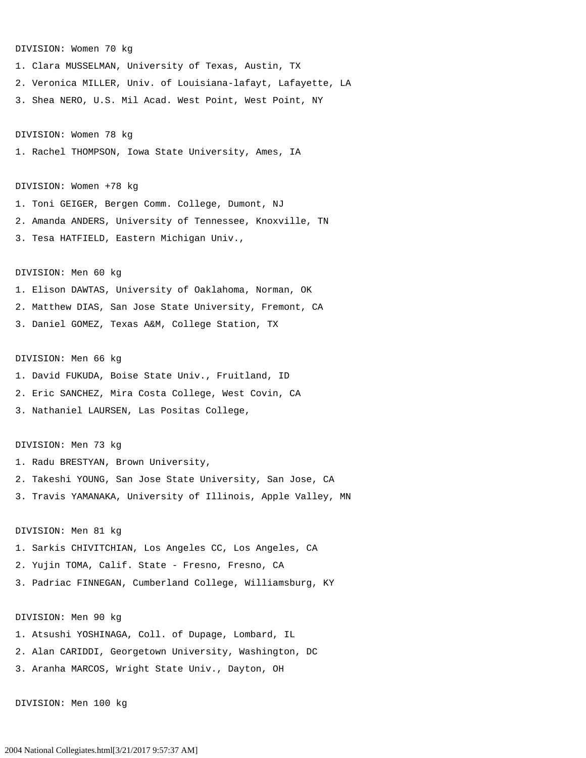DIVISION: Women 70 kg

1. Clara MUSSELMAN, University of Texas, Austin, TX
2. Veronica MILLER, Univ. of Louisiana-lafayt, Lafayette, LA
3. Shea NERO, U.S. Mil Acad. West Point, West Point, NY

DIVISION: Women 78 kg

1. Rachel THOMPSON, Iowa State University, Ames, IA

DIVISION: Women +78 kg

1. Toni GEIGER, Bergen Comm. College, Dumont, NJ
2. Amanda ANDERS, University of Tennessee, Knoxville, TN
3. Tesa HATFIELD, Eastern Michigan Univ.,

DIVISION: Men 60 kg

1. Elison DAWTAS, University of Oaklahoma, Norman, OK
2. Matthew DIAS, San Jose State University, Fremont, CA
3. Daniel GOMEZ, Texas A&M, College Station, TX

DIVISION: Men 66 kg

1. David FUKUDA, Boise State Univ., Fruitland, ID
2. Eric SANCHEZ, Mira Costa College, West Covin, CA
3. Nathaniel LAURSEN, Las Positas College,

DIVISION: Men 73 kg

1. Radu BRESTYAN, Brown University,
2. Takeshi YOUNG, San Jose State University, San Jose, CA
3. Travis YAMANAKA, University of Illinois, Apple Valley, MN

DIVISION: Men 81 kg

1. Sarkis CHIVITCHIAN, Los Angeles CC, Los Angeles, CA
2. Yujin TOMA, Calif. State - Fresno, Fresno, CA
3. Padriac FINNEGAN, Cumberland College, Williamsburg, KY

DIVISION: Men 90 kg

1. Atsushi YOSHINAGA, Coll. of Dupage, Lombard, IL
2. Alan CARIDDI, Georgetown University, Washington, DC
3. Aranha MARCOS, Wright State Univ., Dayton, OH

DIVISION: Men 100 kg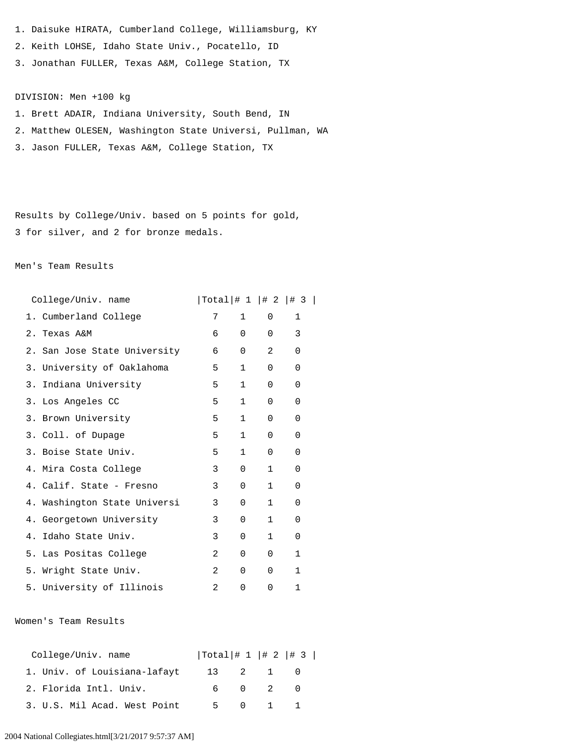1. Daisuke HIRATA, Cumberland College, Williamsburg, KY
2. Keith LOHSE, Idaho State Univ., Pocatello, ID
3. Jonathan FULLER, Texas A&M, College Station, TX

DIVISION: Men +100 kg

1. Brett ADAIR, Indiana University, South Bend, IN
2. Matthew OLESEN, Washington State Universi, Pullman, WA
3. Jason FULLER, Texas A&M, College Station, TX

Results by College/Univ. based on 5 points for gold, 3 for silver, and 2 for bronze medals.

Men's Team Results

| College/Univ. name | Total | # 1 | # 2 | # 3 |
|---|---|---|---|---|
| 1. Cumberland College | 7 | 1 | 0 | 1 |
| 2. Texas A&M | 6 | 0 | 0 | 3 |
| 2. San Jose State University | 6 | 0 | 2 | 0 |
| 3. University of Oaklahoma | 5 | 1 | 0 | 0 |
| 3. Indiana University | 5 | 1 | 0 | 0 |
| 3. Los Angeles CC | 5 | 1 | 0 | 0 |
| 3. Brown University | 5 | 1 | 0 | 0 |
| 3. Coll. of Dupage | 5 | 1 | 0 | 0 |
| 3. Boise State Univ. | 5 | 1 | 0 | 0 |
| 4. Mira Costa College | 3 | 0 | 1 | 0 |
| 4. Calif. State - Fresno | 3 | 0 | 1 | 0 |
| 4. Washington State Universi | 3 | 0 | 1 | 0 |
| 4. Georgetown University | 3 | 0 | 1 | 0 |
| 4. Idaho State Univ. | 3 | 0 | 1 | 0 |
| 5. Las Positas College | 2 | 0 | 0 | 1 |
| 5. Wright State Univ. | 2 | 0 | 0 | 1 |
| 5. University of Illinois | 2 | 0 | 0 | 1 |

Women's Team Results

| College/Univ. name | Total | # 1 | # 2 | # 3 |
|---|---|---|---|---|
| 1. Univ. of Louisiana-lafayt | 13 | 2 | 1 | 0 |
| 2. Florida Intl. Univ. | 6 | 0 | 2 | 0 |
| 3. U.S. Mil Acad. West Point | 5 | 0 | 1 | 1 |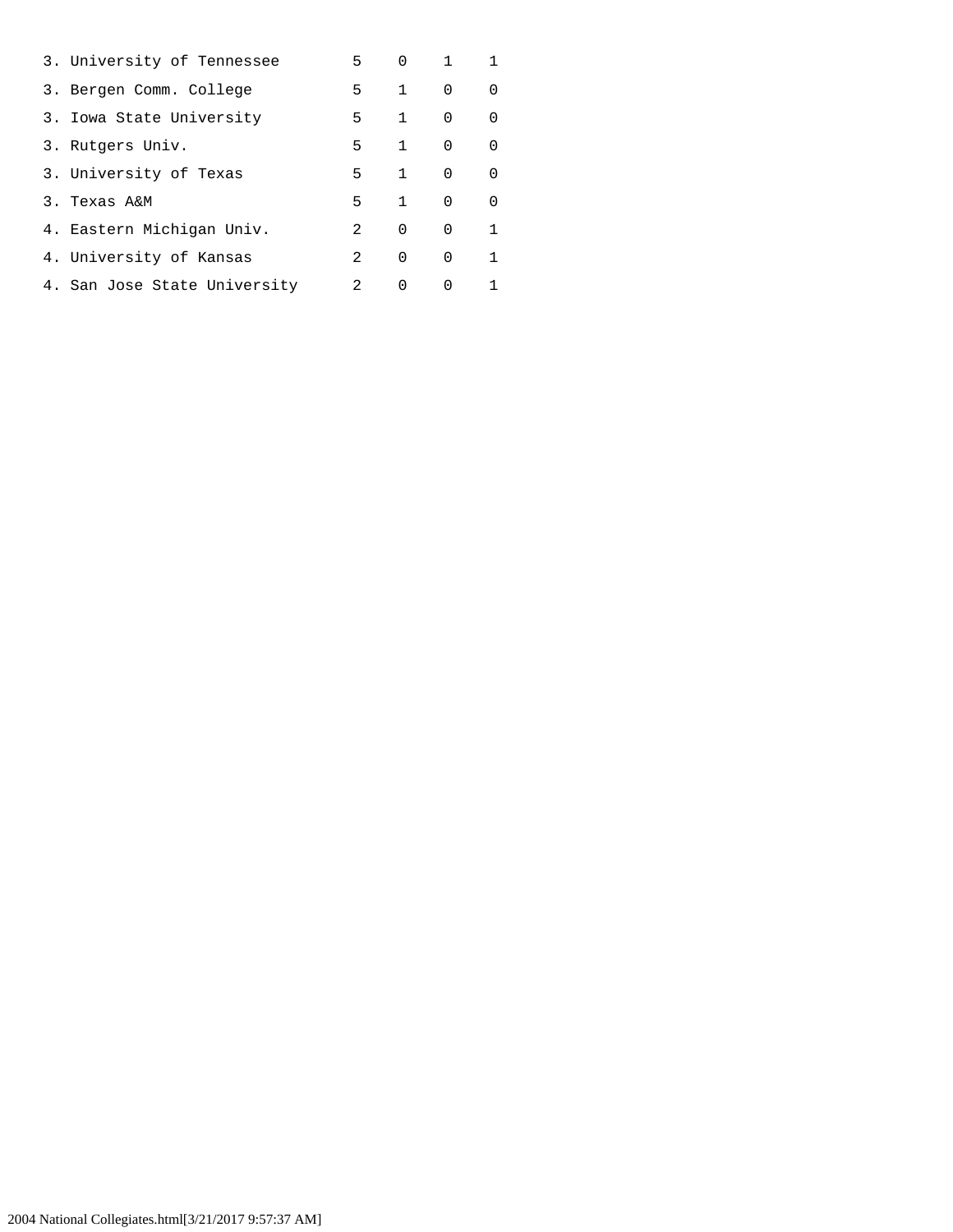| | | | | |
|---|---|---|---|---|
| 3. University of Tennessee | 5 | 0 | 1 | 1 |
| 3. Bergen Comm. College | 5 | 1 | 0 | 0 |
| 3. Iowa State University | 5 | 1 | 0 | 0 |
| 3. Rutgers Univ. | 5 | 1 | 0 | 0 |
| 3. University of Texas | 5 | 1 | 0 | 0 |
| 3. Texas A&M | 5 | 1 | 0 | 0 |
| 4. Eastern Michigan Univ. | 2 | 0 | 0 | 1 |
| 4. University of Kansas | 2 | 0 | 0 | 1 |
| 4. San Jose State University | 2 | 0 | 0 | 1 |